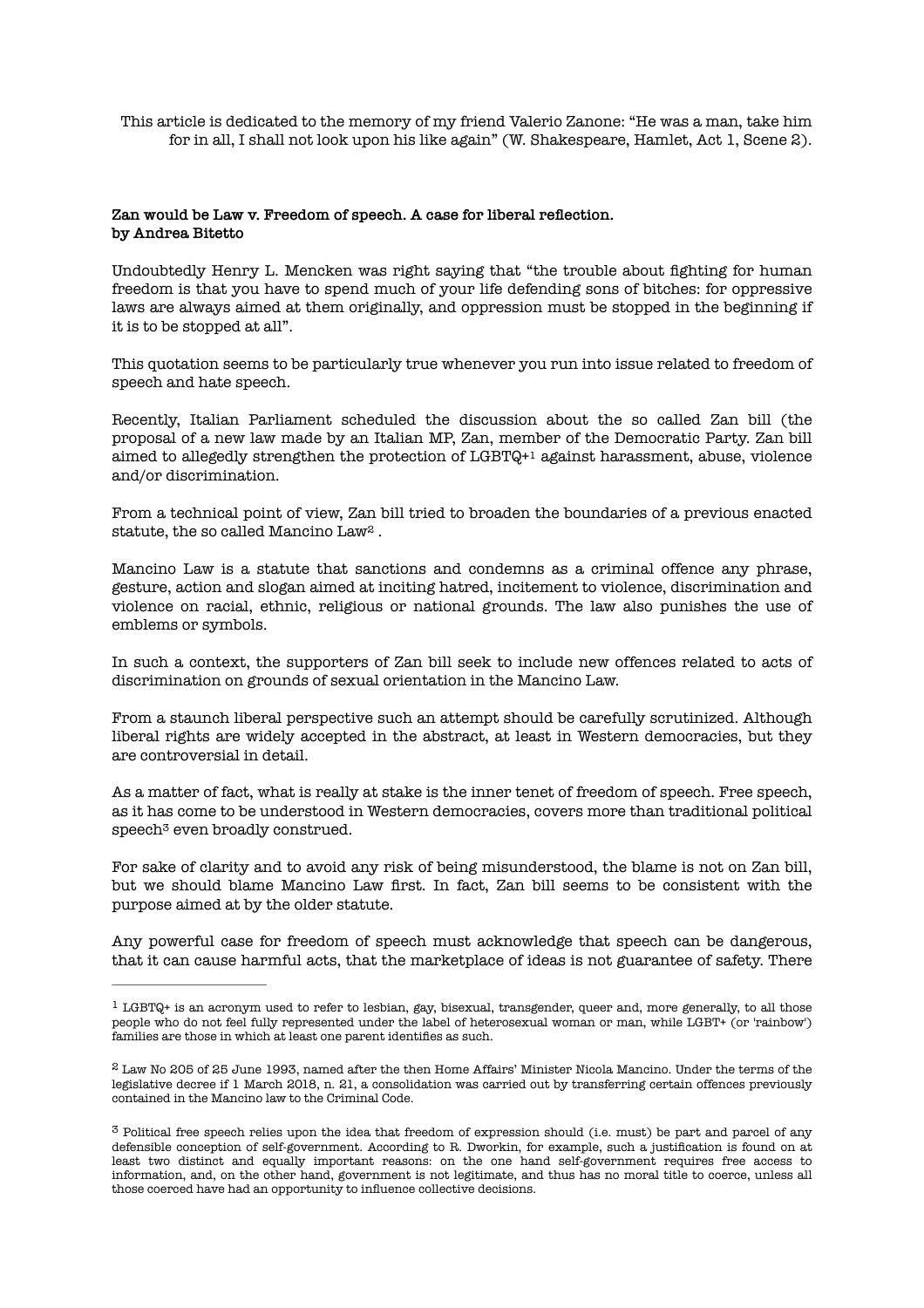This article is dedicated to the memory of my friend Valerio Zanone: "He was a man, take him for in all, I shall not look upon his like again" (W. Shakespeare, Hamlet, Act 1, Scene 2).

**Zan would be Law v. Freedom of speech. A case for liberal reflection.**
**by Andrea Bitetto**

Undoubtedly Henry L. Mencken was right saying that "the trouble about fighting for human freedom is that you have to spend much of your life defending sons of bitches: for oppressive laws are always aimed at them originally, and oppression must be stopped in the beginning if it is to be stopped at all".

This quotation seems to be particularly true whenever you run into issue related to freedom of speech and hate speech.

Recently, Italian Parliament scheduled the discussion about the so called Zan bill (the proposal of a new law made by an Italian MP, Zan, member of the Democratic Party. Zan bill aimed to allegedly strengthen the protection of LGBTQ+[1] against harassment, abuse, violence and/or discrimination.

From a technical point of view, Zan bill tried to broaden the boundaries of a previous enacted statute, the so called Mancino Law[2] .

Mancino Law is a statute that sanctions and condemns as a criminal offence any phrase, gesture, action and slogan aimed at inciting hatred, incitement to violence, discrimination and violence on racial, ethnic, religious or national grounds. The law also punishes the use of emblems or symbols.

In such a context, the supporters of Zan bill seek to include new offences related to acts of discrimination on grounds of sexual orientation in the Mancino Law.

From a staunch liberal perspective such an attempt should be carefully scrutinized. Although liberal rights are widely accepted in the abstract, at least in Western democracies, but they are controversial in detail.

As a matter of fact, what is really at stake is the inner tenet of freedom of speech. Free speech, as it has come to be understood in Western democracies, covers more than traditional political speech[3] even broadly construed.

For sake of clarity and to avoid any risk of being misunderstood, the blame is not on Zan bill, but we should blame Mancino Law first. In fact, Zan bill seems to be consistent with the purpose aimed at by the older statute.

Any powerful case for freedom of speech must acknowledge that speech can be dangerous, that it can cause harmful acts, that the marketplace of ideas is not guarantee of safety. There

---

[1] LGBTQ+ is an acronym used to refer to lesbian, gay, bisexual, transgender, queer and, more generally, to all those people who do not feel fully represented under the label of heterosexual woman or man, while LGBT+ (or 'rainbow') families are those in which at least one parent identifies as such.

[2] Law No 205 of 25 June 1993, named after the then Home Affairs' Minister Nicola Mancino. Under the terms of the legislative decree if 1 March 2018, n. 21, a consolidation was carried out by transferring certain offences previously contained in the Mancino law to the Criminal Code.

[3] Political free speech relies upon the idea that freedom of expression should (i.e. must) be part and parcel of any defensible conception of self-government. According to R. Dworkin, for example, such a justification is found on at least two distinct and equally important reasons: on the one hand self-government requires free access to information, and, on the other hand, government is not legitimate, and thus has no moral title to coerce, unless all those coerced have had an opportunity to influence collective decisions.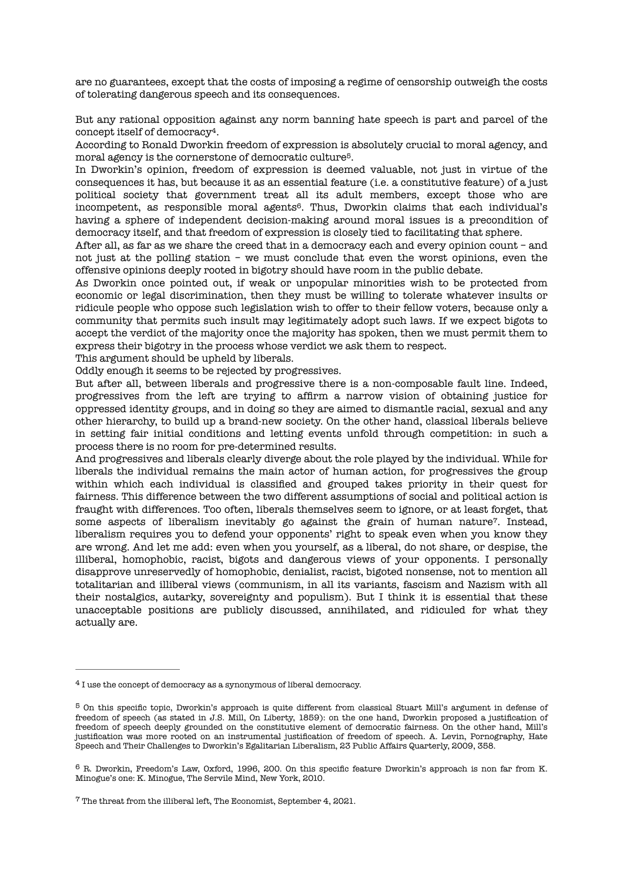are no guarantees, except that the costs of imposing a regime of censorship outweigh the costs of tolerating dangerous speech and its consequences.

But any rational opposition against any norm banning hate speech is part and parcel of the concept itself of democracy[4].

According to Ronald Dworkin freedom of expression is absolutely crucial to moral agency, and moral agency is the cornerstone of democratic culture[5].

In Dworkin's opinion, freedom of expression is deemed valuable, not just in virtue of the consequences it has, but because it as an essential feature (i.e. a constitutive feature) of a just political society that government treat all its adult members, except those who are incompetent, as responsible moral agents[6]. Thus, Dworkin claims that each individual's having a sphere of independent decision-making around moral issues is a precondition of democracy itself, and that freedom of expression is closely tied to facilitating that sphere.

After all, as far as we share the creed that in a democracy each and every opinion count – and not just at the polling station – we must conclude that even the worst opinions, even the offensive opinions deeply rooted in bigotry should have room in the public debate.

As Dworkin once pointed out, if weak or unpopular minorities wish to be protected from economic or legal discrimination, then they must be willing to tolerate whatever insults or ridicule people who oppose such legislation wish to offer to their fellow voters, because only a community that permits such insult may legitimately adopt such laws. If we expect bigots to accept the verdict of the majority once the majority has spoken, then we must permit them to express their bigotry in the process whose verdict we ask them to respect.

This argument should be upheld by liberals.

Oddly enough it seems to be rejected by progressives.

But after all, between liberals and progressive there is a non-composable fault line. Indeed, progressives from the left are trying to affirm a narrow vision of obtaining justice for oppressed identity groups, and in doing so they are aimed to dismantle racial, sexual and any other hierarchy, to build up a brand-new society. On the other hand, classical liberals believe in setting fair initial conditions and letting events unfold through competition: in such a process there is no room for pre-determined results.

And progressives and liberals clearly diverge about the role played by the individual. While for liberals the individual remains the main actor of human action, for progressives the group within which each individual is classified and grouped takes priority in their quest for fairness. This difference between the two different assumptions of social and political action is fraught with differences. Too often, liberals themselves seem to ignore, or at least forget, that some aspects of liberalism inevitably go against the grain of human nature[7]. Instead, liberalism requires you to defend your opponents' right to speak even when you know they are wrong. And let me add: even when you yourself, as a liberal, do not share, or despise, the illiberal, homophobic, racist, bigots and dangerous views of your opponents. I personally disapprove unreservedly of homophobic, denialist, racist, bigoted nonsense, not to mention all totalitarian and illiberal views (communism, in all its variants, fascism and Nazism with all their nostalgics, autarky, sovereignty and populism). But I think it is essential that these unacceptable positions are publicly discussed, annihilated, and ridiculed for what they actually are.

---

[4] I use the concept of democracy as a synonymous of liberal democracy.

[5] On this specific topic, Dworkin's approach is quite different from classical Stuart Mill's argument in defense of freedom of speech (as stated in J.S. Mill, On Liberty, 1859): on the one hand, Dworkin proposed a justification of freedom of speech deeply grounded on the constitutive element of democratic fairness. On the other hand, Mill's justification was more rooted on an instrumental justification of freedom of speech. A. Levin, Pornography, Hate Speech and Their Challenges to Dworkin's Egalitarian Liberalism, 23 Public Affairs Quarterly, 2009, 358.

[6] R. Dworkin, Freedom's Law, Oxford, 1996, 200. On this specific feature Dworkin's approach is non far from K. Minogue's one: K. Minogue, The Servile Mind, New York, 2010.

[7] The threat from the illiberal left, The Economist, September 4, 2021.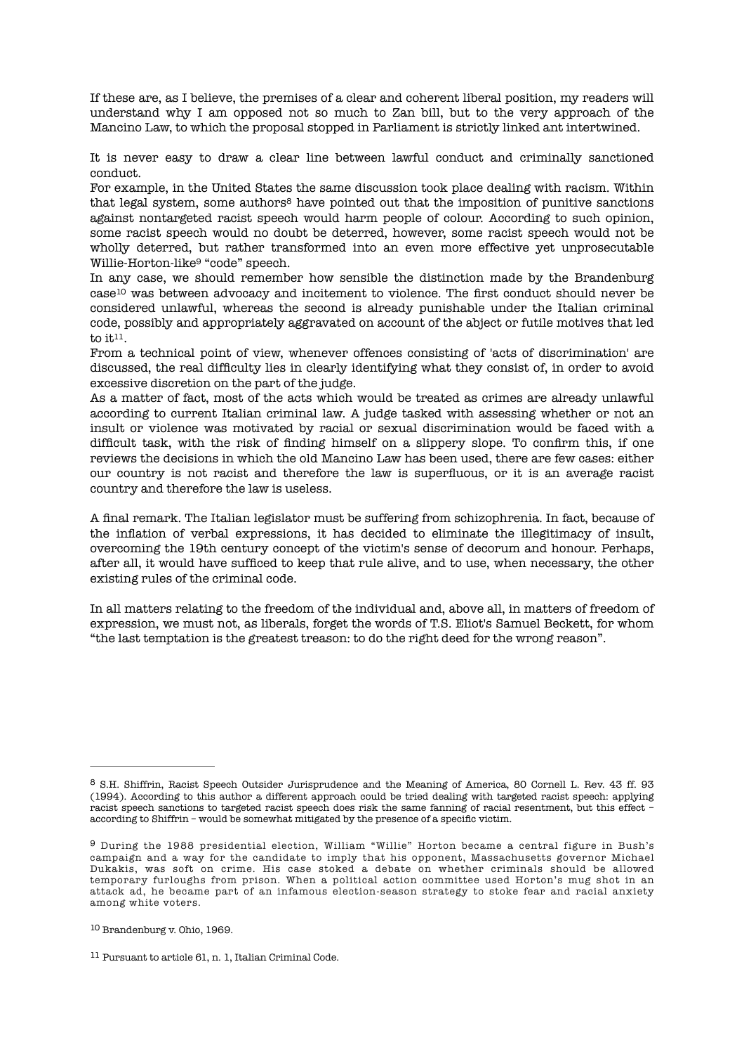If these are, as I believe, the premises of a clear and coherent liberal position, my readers will understand why I am opposed not so much to Zan bill, but to the very approach of the Mancino Law, to which the proposal stopped in Parliament is strictly linked ant intertwined.

It is never easy to draw a clear line between lawful conduct and criminally sanctioned conduct.

For example, in the United States the same discussion took place dealing with racism. Within that legal system, some authors[8] have pointed out that the imposition of punitive sanctions against nontargeted racist speech would harm people of colour. According to such opinion, some racist speech would no doubt be deterred, however, some racist speech would not be wholly deterred, but rather transformed into an even more effective yet unprosecutable Willie-Horton-like[9] "code" speech.

In any case, we should remember how sensible the distinction made by the Brandenburg case[10] was between advocacy and incitement to violence. The first conduct should never be considered unlawful, whereas the second is already punishable under the Italian criminal code, possibly and appropriately aggravated on account of the abject or futile motives that led to it[11].

From a technical point of view, whenever offences consisting of 'acts of discrimination' are discussed, the real difficulty lies in clearly identifying what they consist of, in order to avoid excessive discretion on the part of the judge.

As a matter of fact, most of the acts which would be treated as crimes are already unlawful according to current Italian criminal law. A judge tasked with assessing whether or not an insult or violence was motivated by racial or sexual discrimination would be faced with a difficult task, with the risk of finding himself on a slippery slope. To confirm this, if one reviews the decisions in which the old Mancino Law has been used, there are few cases: either our country is not racist and therefore the law is superfluous, or it is an average racist country and therefore the law is useless.

A final remark. The Italian legislator must be suffering from schizophrenia. In fact, because of the inflation of verbal expressions, it has decided to eliminate the illegitimacy of insult, overcoming the 19th century concept of the victim's sense of decorum and honour. Perhaps, after all, it would have sufficed to keep that rule alive, and to use, when necessary, the other existing rules of the criminal code.

In all matters relating to the freedom of the individual and, above all, in matters of freedom of expression, we must not, as liberals, forget the words of T.S. Eliot's Samuel Beckett, for whom "the last temptation is the greatest treason: to do the right deed for the wrong reason".

---

[8] S.H. Shiffrin, Racist Speech Outsider Jurisprudence and the Meaning of America, 80 Cornell L. Rev. 43 ff. 93 (1994). According to this author a different approach could be tried dealing with targeted racist speech: applying racist speech sanctions to targeted racist speech does risk the same fanning of racial resentment, but this effect – according to Shiffrin – would be somewhat mitigated by the presence of a specific victim.

[9] During the 1988 presidential election, William "Willie" Horton became a central figure in Bush's campaign and a way for the candidate to imply that his opponent, Massachusetts governor Michael Dukakis, was soft on crime. His case stoked a debate on whether criminals should be allowed temporary furloughs from prison. When a political action committee used Horton's mug shot in an attack ad, he became part of an infamous election-season strategy to stoke fear and racial anxiety among white voters.

[10] Brandenburg v. Ohio, 1969.

[11] Pursuant to article 61, n. 1, Italian Criminal Code.